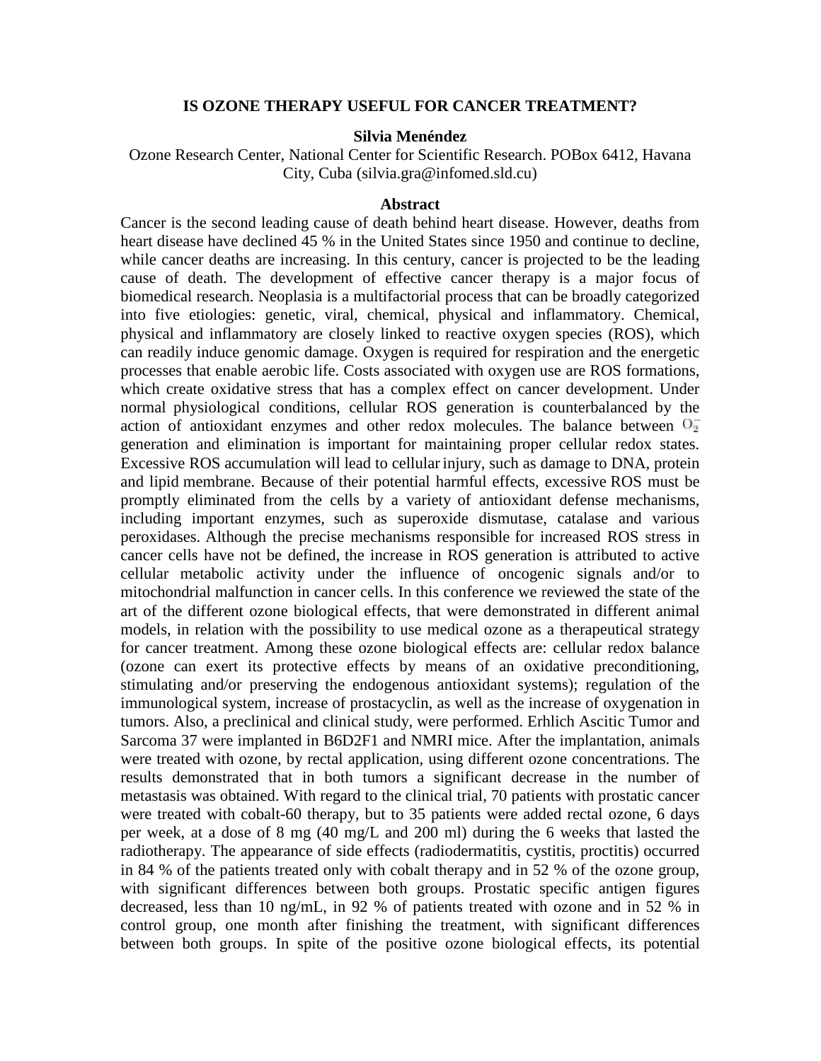# IS OZONE THERAPY USEFUL FOR CANCER TREATMENT?

**Silvia Menéndez**

Ozone Research Center, National Center for Scientific Research. POBox 6412, Havana City, Cuba (silvia.gra@infomed.sld.cu)

## Abstract

Cancer is the second leading cause of death behind heart disease. However, deaths from heart disease have declined 45 % in the United States since 1950 and continue to decline, while cancer deaths are increasing. In this century, cancer is projected to be the leading cause of death. The development of effective cancer therapy is a major focus of biomedical research. Neoplasia is a multifactorial process that can be broadly categorized into five etiologies: genetic, viral, chemical, physical and inflammatory. Chemical, physical and inflammatory are closely linked to reactive oxygen species (ROS), which can readily induce genomic damage. Oxygen is required for respiration and the energetic processes that enable aerobic life. Costs associated with oxygen use are ROS formations, which create oxidative stress that has a complex effect on cancer development. Under normal physiological conditions, cellular ROS generation is counterbalanced by the action of antioxidant enzymes and other redox molecules. The balance between $O_2^-$ generation and elimination is important for maintaining proper cellular redox states. Excessive ROS accumulation will lead to cellular injury, such as damage to DNA, protein and lipid membrane. Because of their potential harmful effects, excessive ROS must be promptly eliminated from the cells by a variety of antioxidant defense mechanisms, including important enzymes, such as superoxide dismutase, catalase and various peroxidases. Although the precise mechanisms responsible for increased ROS stress in cancer cells have not be defined, the increase in ROS generation is attributed to active cellular metabolic activity under the influence of oncogenic signals and/or to mitochondrial malfunction in cancer cells. In this conference we reviewed the state of the art of the different ozone biological effects, that were demonstrated in different animal models, in relation with the possibility to use medical ozone as a therapeutical strategy for cancer treatment. Among these ozone biological effects are: cellular redox balance (ozone can exert its protective effects by means of an oxidative preconditioning, stimulating and/or preserving the endogenous antioxidant systems); regulation of the immunological system, increase of prostacyclin, as well as the increase of oxygenation in tumors. Also, a preclinical and clinical study, were performed. Erhlich Ascitic Tumor and Sarcoma 37 were implanted in B6D2F1 and NMRI mice. After the implantation, animals were treated with ozone, by rectal application, using different ozone concentrations. The results demonstrated that in both tumors a significant decrease in the number of metastasis was obtained. With regard to the clinical trial, 70 patients with prostatic cancer were treated with cobalt-60 therapy, but to 35 patients were added rectal ozone, 6 days per week, at a dose of 8 mg (40 mg/L and 200 ml) during the 6 weeks that lasted the radiotherapy. The appearance of side effects (radiodermatitis, cystitis, proctitis) occurred in 84 % of the patients treated only with cobalt therapy and in 52 % of the ozone group, with significant differences between both groups. Prostatic specific antigen figures decreased, less than 10 ng/mL, in 92 % of patients treated with ozone and in 52 % in control group, one month after finishing the treatment, with significant differences between both groups. In spite of the positive ozone biological effects, its potential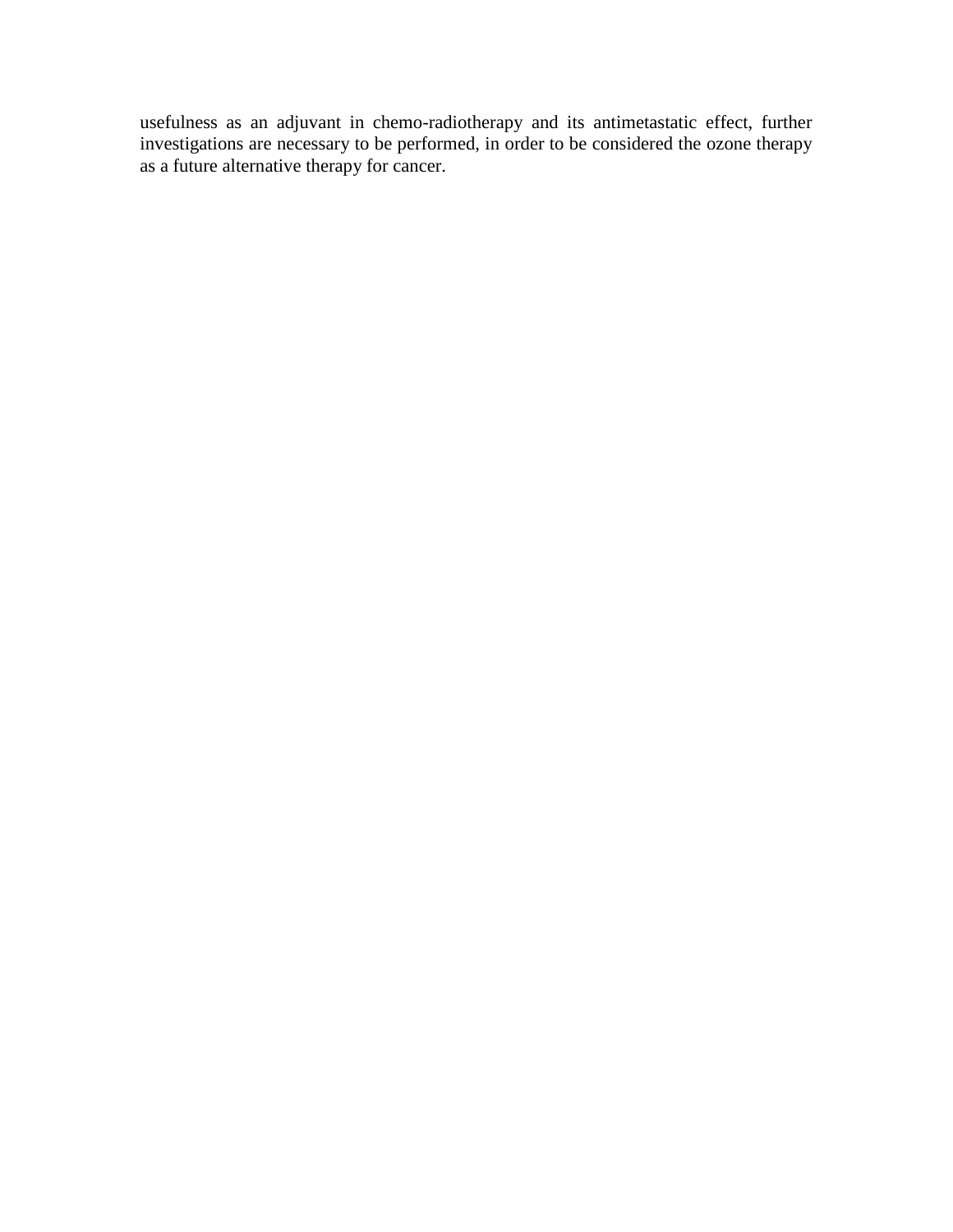usefulness as an adjuvant in chemo-radiotherapy and its antimetastatic effect, further investigations are necessary to be performed, in order to be considered the ozone therapy as a future alternative therapy for cancer.